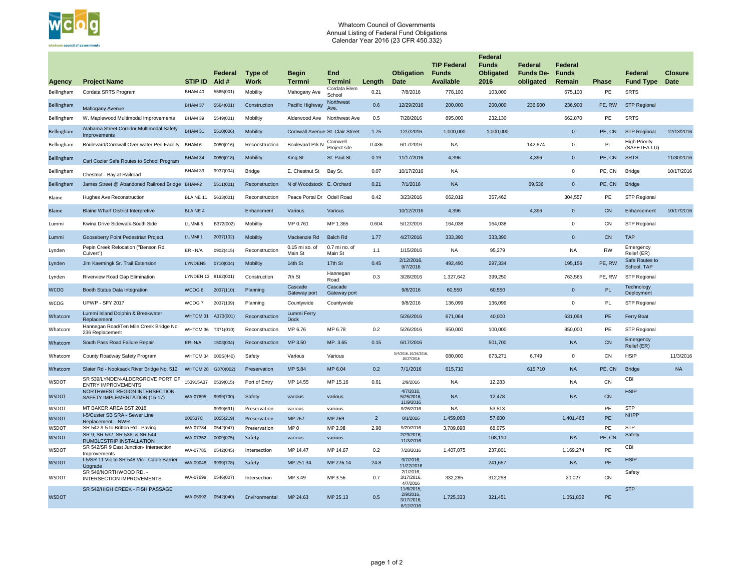Whatcom Council of Governments
Annual Listing of Federal Fund Obligations
Calendar Year 2016 (23 CFR 450.332)

| Agency | Project Name | STIP ID | Federal Aid # | Type of Work | Begin Termni | End Termini | Length | Obligation Date | TIP Federal Funds Available | Federal Funds Obligated 2016 | Federal Funds De-obligated | Federal Funds Remain | Phase | Federal Fund Type | Closure Date |
|---|---|---|---|---|---|---|---|---|---|---|---|---|---|---|---|
| Bellingham | Cordata SRTS Program | BHAM 40 | 5565(001) | Mobility | Mahogany Ave | Cordata Elem School | 0.21 | 7/8/2016 | 778,100 | 103,000 | | 675,100 | PE | SRTS | |
| Bellingham | Mahogany Avenue | BHAM 37 | 5564(001) | Construction | Pacific Highway | Northwest Ave. | 0.6 | 12/29/2016 | 200,000 | 200,000 | 236,900 | 236,900 | PE, RW | STP Regional | |
| Bellingham | W. Maplewood Multimodal Improvements | BHAM 39 | 5549(001) | Mobiltiy | Alderwood Ave | Northwest Ave | 0.5 | 7/28/2016 | 895,000 | 232,130 | | 662,870 | PE | SRTS | |
| Bellingham | Alabama Street Corridor Multimodal Safety Improvements | BHAM 31 | 5510(006) | Mobility | Cornwall Avenue | St. Clair Street | 1.75 | 12/7/2016 | 1,000,000 | 1,000,000 | | 0 | PE, CN | STP Regional | 12/13/2016 |
| Bellingham | Boulevard/Cornwall Over-water Ped Facility | BHAM 6 | 0080(016) | Reconstruction | Boulevard Prk N | Cornwell Project site | 0.436 | 6/17/2016 | NA | | 142,674 | 0 | PL | High Priority (SAFETEA-LU) | |
| Bellingham | Carl Cozier Safe Routes to School Program | BHAM 34 | 0080(018) | Mobility | King St | St. Paul St. | 0.19 | 11/17/2016 | 4,396 | | 4,396 | 0 | PE, CN | SRTS | 11/30/2016 |
| Bellingham | Chestnut - Bay at Railroad | BHAM 33 | 9937(004) | Bridge | E. Chestnut St | Bay St. | 0.07 | 10/17/2016 | NA | | | 0 | PE, CN | Bridge | 10/17/2016 |
| Bellingham | James Street @ Abandoned Railroad Bridge | BHAM-2 | 5511(001) | Reconstruction | N of Woodstock | E. Orchard | 0.21 | 7/1/2016 | NA | | 69,536 | 0 | PE, CN | Bridge | |
| Blaine | Hughes Ave Reconstruction | BLAINE 11 | 5633(001) | Reconstruction | Peace Portal Dr | Odell Road | 0.42 | 3/23/2016 | 662,019 | 357,462 | | 304,557 | PE | STP Regional | |
| Blaine | Blaine Wharf District Interpretive | BLAINE 4 | | Enhancment | Various | Various | | 10/12/2016 | 4,396 | | 4,396 | 0 | CN | Enhancement | 10/17/2016 |
| Lummi | Kwina Drive Sidewalk-South Side | LUMMI-5 | B372(002) | Mobiltiy | MP 0.761 | MP 1.365 | 0.604 | 5/12/2016 | 164,038 | 164,038 | | 0 | CN | STP Regional | |
| Lummi | Gooseberry Point Pedestrian Project | LUMMI 1 | 2037(102) | Mobiltiy | Mackenzie Rd | Balch Rd | 1.77 | 4/27/2016 | 333,390 | 333,390 | | 0 | CN | TAP | |
| Lynden | Pepin Creek Relocation ("Benson Rd. Culvert") | ER - N/A | 0902(415) | Reconstruction | 0.15 mi so. of Main St | 0.7 mi no. of Main St | 1.1 | 1/15/2016 | NA | 95,279 | | NA | RW | Emergency Relief (ER) | |
| Lynden | Jim Kaemingk Sr. Trail Extension | LYNDEN5 | 0710(004) | Mobiltiy | 14th St | 17th St | 0.45 | 2/12/2016, 9/7/2016 | 492,490 | 297,334 | | 195,156 | PE, RW | Safe Routes to School, TAP | |
| Lynden | Riverview Road Gap Elimination | LYNDEN 13 | 8162(001) | Construction | 7th St | Hannegan Road | 0.3 | 3/28/2016 | 1,327,642 | 399,250 | | 763,565 | PE, RW | STP Regional | |
| WCOG | Booth Status Data Integration | WCOG 8 | 2037(110) | Planning | Cascade Gateway port | Cascade Gateway port | | 9/8/2016 | 60,550 | 60,550 | | 0 | PL | Technology Deployment | |
| WCOG | UPWP - SFY 2017 | WCOG 7 | 2037(109) | Planning | Countywide | Countywide | | 9/8/2016 | 136,099 | 136,099 | | 0 | PL | STP Regional | |
| Whatcom | Lummi Island Dolphin & Breakwater Replacement | WHTCM 31 | A373(001) | Reconstruction | Lummi Ferry Dock | | | 5/26/2016 | 671,064 | 40,000 | | 631,064 | PE | Ferry Boat | |
| Whatcom | Hannegan Road/Ten Mile Creek Bridge No. 236 Replacement | WHTCM 36 | T371(010) | Reconstruction | MP 6.76 | MP 6.78 | 0.2 | 5/26/2016 | 950,000 | 100,000 | | 850,000 | PE | STP Regional | |
| Whatcom | South Pass Road Failure Repair | ER- N/A | 1503(004) | Reconstruction | MP 3.50 | MP. 3.65 | 0.15 | 6/17/2016 | | 501,700 | | NA | CN | Emergency Relief (ER) | |
| Whatcom | County Roadway Safety Program | WHTCM 34 | 000S(440) | Safety | Various | Various | | 5/4/2016, 10/26/2016, 10/27/2016 | 680,000 | 673,271 | 6,749 | 0 | CN | HSIP | 11/3/2016 |
| Whatcom | Slater Rd - Nooksack River Bridge No. 512 | WHTCM 28 | G370(002) | Preservation | MP 5.84 | MP 6.04 | 0.2 | 7/1/2016 | 615,710 | | 615,710 | NA | PE, CN | Bridge | NA |
| WSDOT | SR 539/LYNDEN-ALDERGROVE PORT OF ENTRY IMPROVEMENTS | 153915A37 | 0539(015) | Port of Entry | MP 14.55 | MP 15.16 | 0.61 | 2/9/2016 | NA | 12,283 | | NA | CN | CBI | |
| WSDOT | NORTHWEST REGION INTERSECTION SAFETY IMPLEMENTATION (15-17) | WA-07695 | 9999(700) | Safety | various | various | | 4/7/2016, 5/25/2016, 11/9/2016 | NA | 12,478 | | NA | CN | HSIP | |
| WSDOT | MT BAKER AREA BST 2018 | | 9999(691) | Preservation | various | various | | 9/26/2016 | NA | 53,513 | | | PE | STP | |
| WSDOT | I-5/Custer SB SRA - Sewer Line Replacement – NWR | 000537C | 0055(219) | Preservation | MP 267 | MP 269 | 2 | 8/1/2016 | 1,459,068 | 57,600 | | 1,401,468 | PE | NHPP | |
| WSDOT | SR 542 /I-5 to Britton Rd - Paving | WA-07784 | 0542(047) | Preservation | MP 0 | MP 2.98 | 2.98 | 9/20/2016 | 3,789,898 | 68,075 | | | PE | STP | |
| WSDOT | SR 9, SR 532, SR 536, & SR 544 - RUMBLESTRIP INSTALLATION | WA-07352 | 0009(075) | Safety | various | various | | 2/29/2016, 11/3/2016 | | 108,110 | | NA | PE, CN | Safety | |
| WSDOT | SR 542/SR 9 East Junction- Intersection Improvements | WA-07785 | 0542(045) | Intersection | MP 14.47 | MP 14.67 | 0.2 | 7/28/2016 | 1,407,075 | 237,801 | | 1,169,274 | PE | CBI | |
| WSDOT | I-5/SR 11 Vic to SR 548 Vic - Cable Barrier Upgrade | WA-09048 | 9999(778) | Safety | MP 251.34 | MP 276.14 | 24.8 | 9/7/2016, 11/22/2016 | | 241,657 | | NA | PE | HSIP | |
| WSDOT | SR 546/NORTHWOOD RD. - INTERSECTION IMPROVEMENTS | WA-07699 | 0546(007) | Intersection | MP 3.49 | MP 3.56 | 0.7 | 2/1/2016, 3/17/2016, 4/7/2016 | 332,285 | 312,258 | | 20,027 | CN | Safety | |
| WSDOT | SR 542/HIGH CREEK - FISH PASSAGE | WA-05992 | 0542(040) | Environmental | MP 24.63 | MP 25.13 | 0.5 | 11/6/2015, 2/9/2016, 3/17/2016, 8/12/2016 | 1,725,333 | 321,451 | | 1,051,832 | PE | STP | |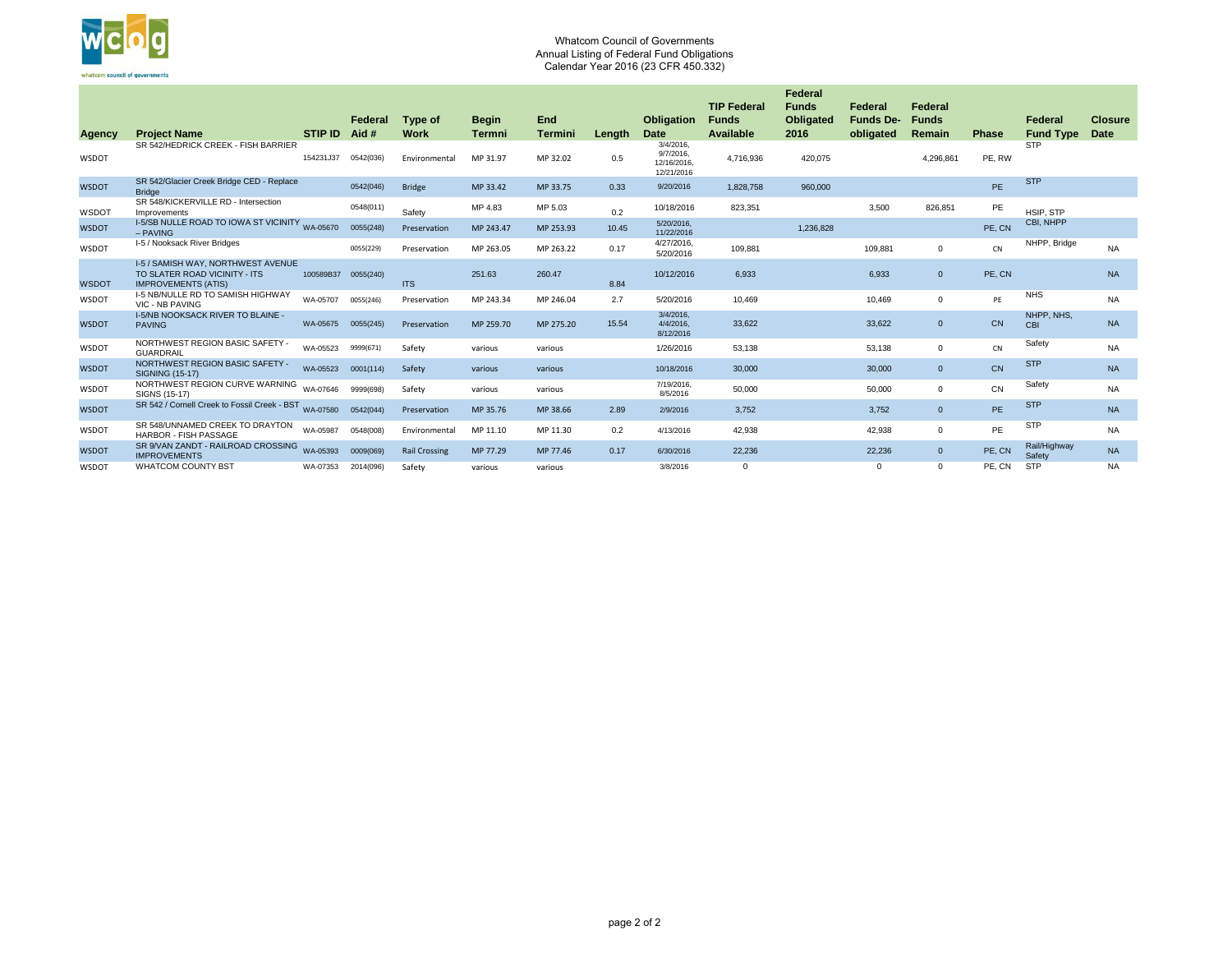Whatcom Council of Governments
Annual Listing of Federal Fund Obligations
Calendar Year 2016 (23 CFR 450.332)

| Agency | Project Name | STIP ID | Federal Aid # | Type of Work | Begin Termni | End Termini | Length | Obligation Date | TIP Federal Funds Available | Federal Funds Obligated 2016 | Federal Funds De-obligated | Federal Funds Remain | Phase | Federal Fund Type | Closure Date |
|---|---|---|---|---|---|---|---|---|---|---|---|---|---|---|---|
| WSDOT | SR 542/HEDRICK CREEK - FISH BARRIER | 154231J37 | 0542(036) | Environmental | MP 31.97 | MP 32.02 | 0.5 | 3/4/2016, 9/7/2016, 12/16/2016, 12/21/2016 | 4,716,936 | 420,075 | | 4,296,861 | PE, RW | STP | |
| WSDOT | SR 542/Glacier Creek Bridge CED - Replace Bridge | | 0542(046) | Bridge | MP 33.42 | MP 33.75 | 0.33 | 9/20/2016 | 1,828,758 | 960,000 | | | PE | STP | |
| WSDOT | SR 548/KICKERVILLE RD - Intersection Improvements | | 0548(011) | Safety | MP 4.83 | MP 5.03 | 0.2 | 10/18/2016 | 823,351 | | 3,500 | 826,851 | PE | HSIP, STP | |
| WSDOT | I-5/SB NULLE ROAD TO IOWA ST VICINITY – PAVING | WA-05670 | 0055(248) | Preservation | MP 243.47 | MP 253.93 | 10.45 | 5/20/2016, 11/22/2016 | | 1,236,828 | | | PE, CN | CBI, NHPP | |
| WSDOT | I-5 / Nooksack River Bridges | | 0055(229) | Preservation | MP 263.05 | MP 263.22 | 0.17 | 4/27/2016, 5/20/2016 | 109,881 | | 109,881 | 0 | CN | NHPP, Bridge | NA |
| WSDOT | I-5 / SAMISH WAY, NORTHWEST AVENUE TO SLATER ROAD VICINITY - ITS IMPROVEMENTS (ATIS) | 100589B37 | 0055(240) | ITS | 251.63 | 260.47 | 8.84 | 10/12/2016 | 6,933 | | 6,933 | 0 | PE, CN | | NA |
| WSDOT | I-5 NB/NULLE RD TO SAMISH HIGHWAY VIC - NB PAVING | WA-05707 | 0055(246) | Preservation | MP 243.34 | MP 246.04 | 2.7 | 5/20/2016 | 10,469 | | 10,469 | 0 | PE | NHS | NA |
| WSDOT | I-5/NB NOOKSACK RIVER TO BLAINE - PAVING | WA-05675 | 0055(245) | Preservation | MP 259.70 | MP 275.20 | 15.54 | 3/4/2016, 4/4/2016, 8/12/2016 | 33,622 | | 33,622 | 0 | CN | NHPP, NHS, CBI | NA |
| WSDOT | NORTHWEST REGION BASIC SAFETY - GUARDRAIL | WA-05523 | 9999(671) | Safety | various | various | | 1/26/2016 | 53,138 | | 53,138 | 0 | CN | Safety | NA |
| WSDOT | NORTHWEST REGION BASIC SAFETY - SIGNING (15-17) | WA-05523 | 0001(114) | Safety | various | various | | 10/18/2016 | 30,000 | | 30,000 | 0 | CN | STP | NA |
| WSDOT | NORTHWEST REGION CURVE WARNING SIGNS (15-17) | WA-07646 | 9999(698) | Safety | various | various | | 7/19/2016, 8/5/2016 | 50,000 | | 50,000 | 0 | CN | Safety | NA |
| WSDOT | SR 542 / Cornell Creek to Fossil Creek - BST | WA-07580 | 0542(044) | Preservation | MP 35.76 | MP 38.66 | 2.89 | 2/9/2016 | 3,752 | | 3,752 | 0 | PE | STP | NA |
| WSDOT | SR 548/UNNAMED CREEK TO DRAYTON HARBOR - FISH PASSAGE | WA-05987 | 0548(008) | Environmental | MP 11.10 | MP 11.30 | 0.2 | 4/13/2016 | 42,938 | | 42,938 | 0 | PE | STP | NA |
| WSDOT | SR 9/VAN ZANDT - RAILROAD CROSSING IMPROVEMENTS | WA-05393 | 0009(069) | Rail Crossing | MP 77.29 | MP 77.46 | 0.17 | 6/30/2016 | 22,236 | | 22,236 | 0 | PE, CN | Rail/Highway Safety | NA |
| WSDOT | WHATCOM COUNTY BST | WA-07353 | 2014(096) | Safety | various | various | | 3/8/2016 | 0 | | 0 | 0 | PE, CN | STP | NA |